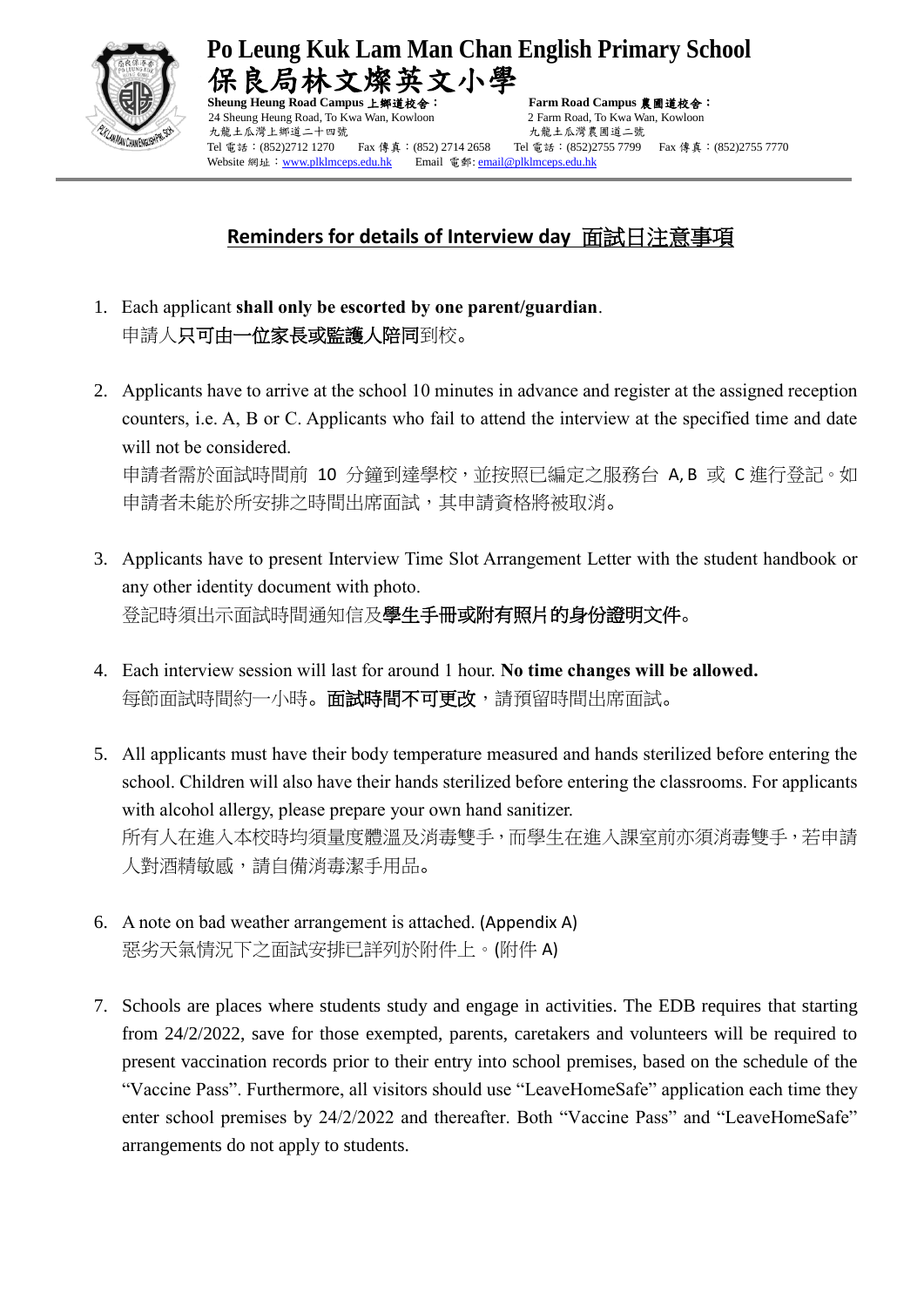# Po Leung Kuk Lam Man Chan English Primary School
# 保良局林文燦英文小學

**Sheung Heung Road Campus 上鄉道校舍：**
24 Sheung Heung Road, To Kwa Wan, Kowloon
九龍土瓜灣上鄉道二十四號
Tel 電話：(852)2712 1270 Fax 傳真：(852) 2714 2658

**Farm Road Campus 農圃道校舍：**
2 Farm Road, To Kwa Wan, Kowloon
九龍土瓜灣農圃道二號
Tel 電話：(852)2755 7799 Fax 傳真：(852)2755 7770

Website 網址：www.plklmceps.edu.hk Email 電郵: email@plklmceps.edu.hk

## Reminders for details of Interview day 面試日注意事項

1. Each applicant **shall only be escorted by one parent/guardian**.
   申請人**只可由一位家長或監護人陪同**到校。

2. Applicants have to arrive at the school 10 minutes in advance and register at the assigned reception counters, i.e. A, B or C. Applicants who fail to attend the interview at the specified time and date will not be considered.
   申請者需於面試時間前 10 分鐘到達學校，並按照已編定之服務台 A, B 或 C 進行登記。如申請者未能於所安排之時間出席面試，其申請資格將被取消。

3. Applicants have to present Interview Time Slot Arrangement Letter with the student handbook or any other identity document with photo.
   登記時須出示面試時間通知信及**學生手冊或附有照片的身份證明文件**。

4. Each interview session will last for around 1 hour. **No time changes will be allowed.**
   每節面試時間約一小時。**面試時間不可更改**，請預留時間出席面試。

5. All applicants must have their body temperature measured and hands sterilized before entering the school. Children will also have their hands sterilized before entering the classrooms. For applicants with alcohol allergy, please prepare your own hand sanitizer.
   所有人在進入本校時均須量度體溫及消毒雙手，而學生在進入課室前亦須消毒雙手，若申請人對酒精敏感，請自備消毒潔手用品。

6. A note on bad weather arrangement is attached. (Appendix A)
   惡劣天氣情況下之面試安排已詳列於附件上。(附件 A)

7. Schools are places where students study and engage in activities. The EDB requires that starting from 24/2/2022, save for those exempted, parents, caretakers and volunteers will be required to present vaccination records prior to their entry into school premises, based on the schedule of the "Vaccine Pass". Furthermore, all visitors should use "LeaveHomeSafe" application each time they enter school premises by 24/2/2022 and thereafter. Both "Vaccine Pass" and "LeaveHomeSafe" arrangements do not apply to students.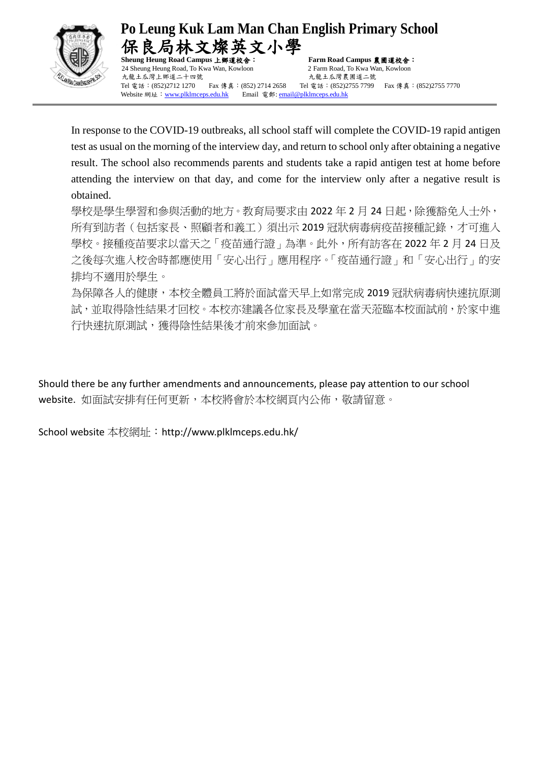In response to the COVID-19 outbreaks, all school staff will complete the COVID-19 rapid antigen test as usual on the morning of the interview day, and return to school only after obtaining a negative result. The school also recommends parents and students take a rapid antigen test at home before attending the interview on that day, and come for the interview only after a negative result is obtained.

學校是學生學習和參與活動的地方。教育局要求由 2022 年 2 月 24 日起，除獲豁免人士外，所有到訪者（包括家長、照顧者和義工）須出示 2019 冠狀病毒病疫苗接種記錄，才可進入學校。接種疫苗要求以當天之「疫苗通行證」為準。此外，所有訪客在 2022 年 2 月 24 日及之後每次進入校舍時都應使用「安心出行」應用程序。「疫苗通行證」和「安心出行」的安排均不適用於學生。

為保障各人的健康，本校全體員工將於面試當天早上如常完成 2019 冠狀病毒病快速抗原測試，並取得陰性結果才回校。本校亦建議各位家長及學童在當天蒞臨本校面試前，於家中進行快速抗原測試，獲得陰性結果後才前來參加面試。

Should there be any further amendments and announcements, please pay attention to our school website. 如面試安排有任何更新，本校將會於本校網頁內公佈，敬請留意。

School website 本校網址：http://www.plklmceps.edu.hk/